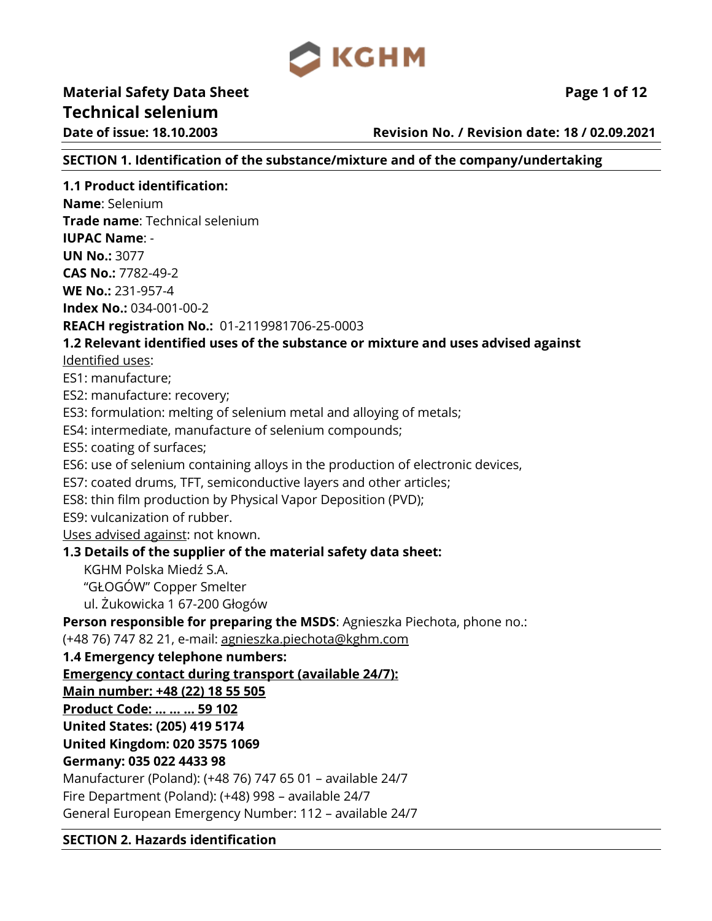**Material Safety Data Sheet**

# Technical selenium

**Date of issue: 18.10.2003** **Revision No. / Revision date: 18 / 02.09.2021**

## SECTION 1. Identification of the substance/mixture and of the company/undertaking

### 1.1 Product identification:

**Name**: Selenium
**Trade name**: Technical selenium
**IUPAC Name**: -
**UN No.:** 3077
**CAS No.:** 7782-49-2
**WE No.:** 231-957-4
**Index No.:** 034-001-00-2
**REACH registration No.:** 01-2119981706-25-0003

### 1.2 Relevant identified uses of the substance or mixture and uses advised against

Identified uses:

ES1: manufacture;
ES2: manufacture: recovery;
ES3: formulation: melting of selenium metal and alloying of metals;
ES4: intermediate, manufacture of selenium compounds;
ES5: coating of surfaces;
ES6: use of selenium containing alloys in the production of electronic devices,
ES7: coated drums, TFT, semiconductive layers and other articles;
ES8: thin film production by Physical Vapor Deposition (PVD);
ES9: vulcanization of rubber.

Uses advised against: not known.

### 1.3 Details of the supplier of the material safety data sheet:

KGHM Polska Miedź S.A.
"GŁOGÓW" Copper Smelter
ul. Żukowicka 1 67-200 Głogów

**Person responsible for preparing the MSDS**: Agnieszka Piechota, phone no.: (+48 76) 747 82 21, e-mail: agnieszka.piechota@kghm.com

### 1.4 Emergency telephone numbers:

**Emergency contact during transport (available 24/7):**
**Main number: +48 (22) 18 55 505**
**Product Code: … … … 59 102**
**United States: (205) 419 5174**
**United Kingdom: 020 3575 1069**
**Germany: 035 022 4433 98**

Manufacturer (Poland): (+48 76) 747 65 01 – available 24/7
Fire Department (Poland): (+48) 998 – available 24/7
General European Emergency Number: 112 – available 24/7

## SECTION 2. Hazards identification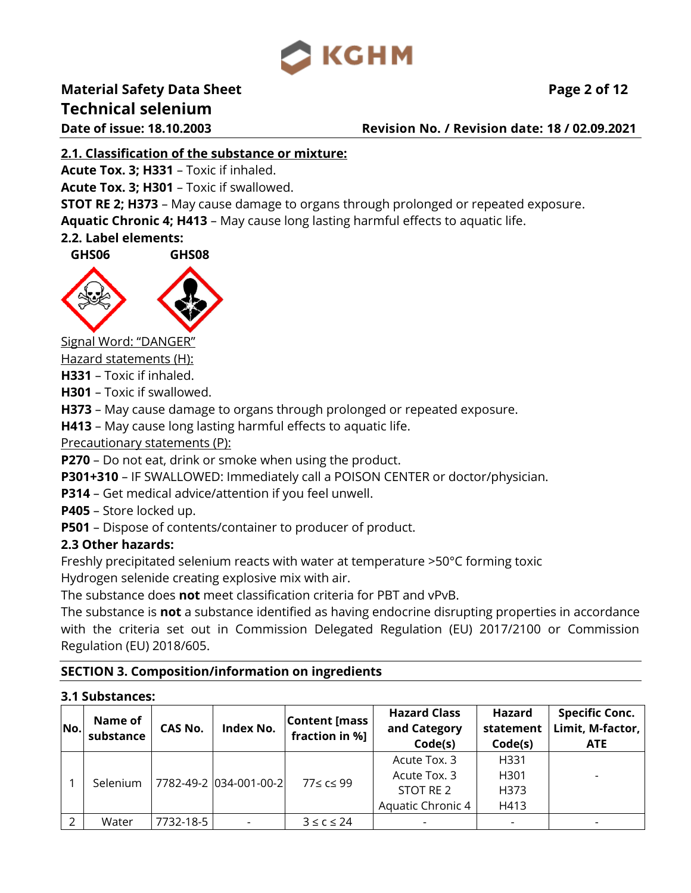## 2.1. Classification of the substance or mixture:

**Acute Tox. 3; H331** – Toxic if inhaled.
**Acute Tox. 3; H301** – Toxic if swallowed.
**STOT RE 2; H373** – May cause damage to organs through prolonged or repeated exposure.
**Aquatic Chronic 4; H413** – May cause long lasting harmful effects to aquatic life.

### 2.2. Label elements:

**GHS06** **GHS08**

Signal Word: "DANGER"

Hazard statements (H):

**H331** – Toxic if inhaled.
**H301** – Toxic if swallowed.
**H373** – May cause damage to organs through prolonged or repeated exposure.
**H413** – May cause long lasting harmful effects to aquatic life.

Precautionary statements (P):

**P270** – Do not eat, drink or smoke when using the product.
**P301+310** – IF SWALLOWED: Immediately call a POISON CENTER or doctor/physician.
**P314** – Get medical advice/attention if you feel unwell.
**P405** – Store locked up.
**P501** – Dispose of contents/container to producer of product.

### 2.3 Other hazards:

Freshly precipitated selenium reacts with water at temperature >50°C forming toxic Hydrogen selenide creating explosive mix with air.

The substance does **not** meet classification criteria for PBT and vPvB.

The substance is **not** a substance identified as having endocrine disrupting properties in accordance with the criteria set out in Commission Delegated Regulation (EU) 2017/2100 or Commission Regulation (EU) 2018/605.

## SECTION 3. Composition/information on ingredients

### 3.1 Substances:

| No. | Name of substance | CAS No. | Index No. | Content [mass fraction in %] | Hazard Class and Category Code(s) | Hazard statement Code(s) | Specific Conc. Limit, M-factor, ATE |
|---|---|---|---|---|---|---|---|
| 1 | Selenium | 7782-49-2 | 034-001-00-2 | 77≤ c≤ 99 | Acute Tox. 3<br>Acute Tox. 3<br>STOT RE 2<br>Aquatic Chronic 4 | H331<br>H301<br>H373<br>H413 | - |
| 2 | Water | 7732-18-5 | - | 3 ≤ c ≤ 24 | - | - | - |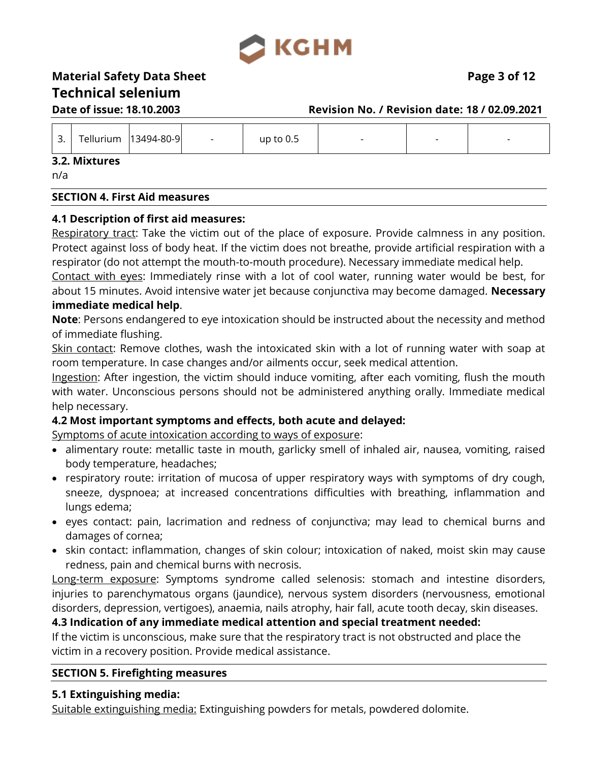| | | | | | | | |
|---|---|---|---|---|---|---|---|
| 3. | Tellurium | 13494-80-9 | - | up to 0.5 | - | - | - |

**3.2. Mixtures**

n/a

## SECTION 4. First Aid measures

### 4.1 Description of first aid measures:

Respiratory tract: Take the victim out of the place of exposure. Provide calmness in any position. Protect against loss of body heat. If the victim does not breathe, provide artificial respiration with a respirator (do not attempt the mouth-to-mouth procedure). Necessary immediate medical help.

Contact with eyes: Immediately rinse with a lot of cool water, running water would be best, for about 15 minutes. Avoid intensive water jet because conjunctiva may become damaged. **Necessary immediate medical help**.

**Note**: Persons endangered to eye intoxication should be instructed about the necessity and method of immediate flushing.

Skin contact: Remove clothes, wash the intoxicated skin with a lot of running water with soap at room temperature. In case changes and/or ailments occur, seek medical attention.

Ingestion: After ingestion, the victim should induce vomiting, after each vomiting, flush the mouth with water. Unconscious persons should not be administered anything orally. Immediate medical help necessary.

### 4.2 Most important symptoms and effects, both acute and delayed:

Symptoms of acute intoxication according to ways of exposure:

- alimentary route: metallic taste in mouth, garlicky smell of inhaled air, nausea, vomiting, raised body temperature, headaches;
- respiratory route: irritation of mucosa of upper respiratory ways with symptoms of dry cough, sneeze, dyspnoea; at increased concentrations difficulties with breathing, inflammation and lungs edema;
- eyes contact: pain, lacrimation and redness of conjunctiva; may lead to chemical burns and damages of cornea;
- skin contact: inflammation, changes of skin colour; intoxication of naked, moist skin may cause redness, pain and chemical burns with necrosis.

Long-term exposure: Symptoms syndrome called selenosis: stomach and intestine disorders, injuries to parenchymatous organs (jaundice), nervous system disorders (nervousness, emotional disorders, depression, vertigoes), anaemia, nails atrophy, hair fall, acute tooth decay, skin diseases.

### 4.3 Indication of any immediate medical attention and special treatment needed:

If the victim is unconscious, make sure that the respiratory tract is not obstructed and place the victim in a recovery position. Provide medical assistance.

## SECTION 5. Firefighting measures

### 5.1 Extinguishing media:

Suitable extinguishing media: Extinguishing powders for metals, powdered dolomite.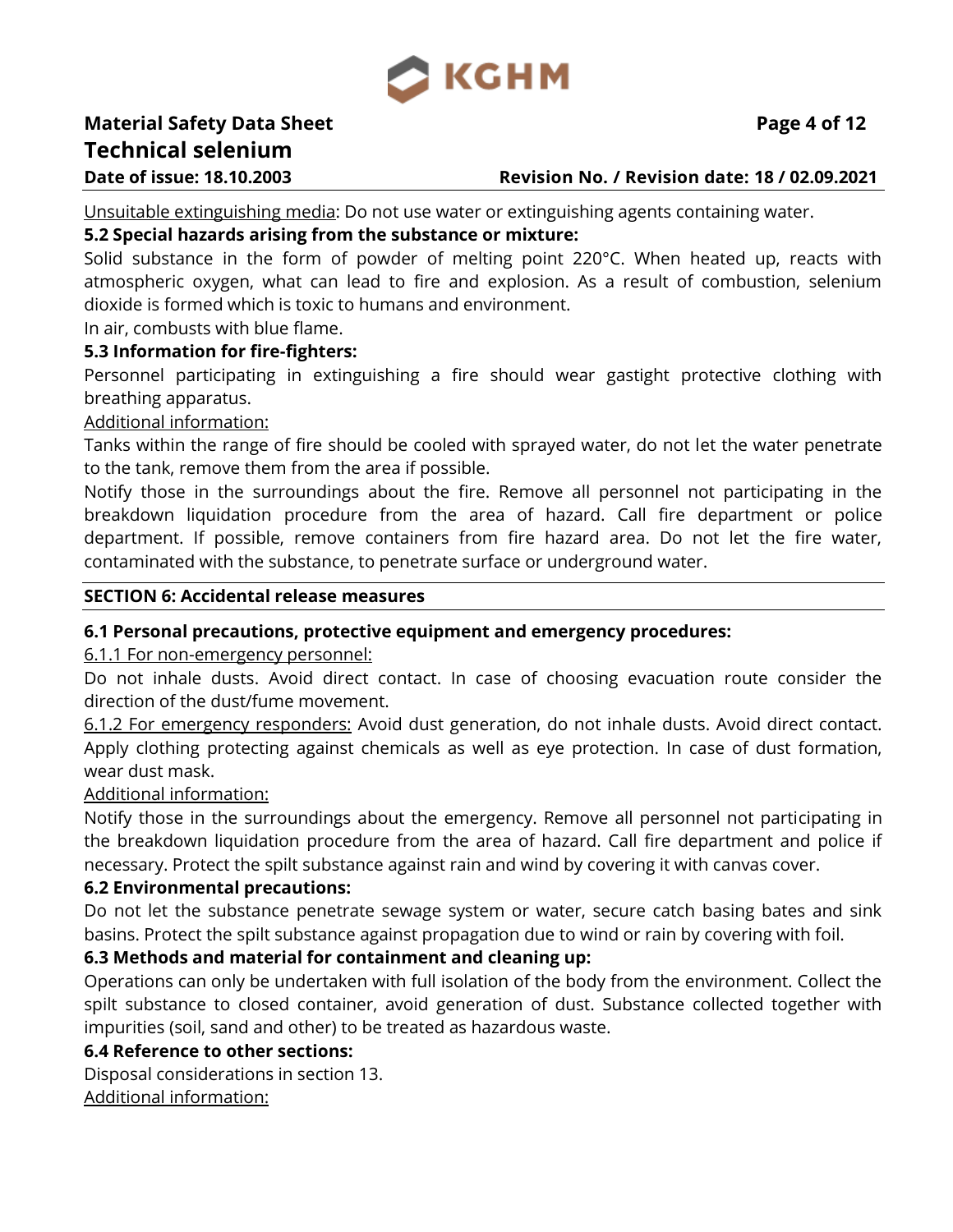Unsuitable extinguishing media: Do not use water or extinguishing agents containing water.

**5.2 Special hazards arising from the substance or mixture:**

Solid substance in the form of powder of melting point 220°C. When heated up, reacts with atmospheric oxygen, what can lead to fire and explosion. As a result of combustion, selenium dioxide is formed which is toxic to humans and environment.

In air, combusts with blue flame.

**5.3 Information for fire-fighters:**

Personnel participating in extinguishing a fire should wear gastight protective clothing with breathing apparatus.

Additional information:

Tanks within the range of fire should be cooled with sprayed water, do not let the water penetrate to the tank, remove them from the area if possible.

Notify those in the surroundings about the fire. Remove all personnel not participating in the breakdown liquidation procedure from the area of hazard. Call fire department or police department. If possible, remove containers from fire hazard area. Do not let the fire water, contaminated with the substance, to penetrate surface or underground water.

## SECTION 6: Accidental release measures

**6.1 Personal precautions, protective equipment and emergency procedures:**

6.1.1 For non-emergency personnel:

Do not inhale dusts. Avoid direct contact. In case of choosing evacuation route consider the direction of the dust/fume movement.

6.1.2 For emergency responders: Avoid dust generation, do not inhale dusts. Avoid direct contact. Apply clothing protecting against chemicals as well as eye protection. In case of dust formation, wear dust mask.

Additional information:

Notify those in the surroundings about the emergency. Remove all personnel not participating in the breakdown liquidation procedure from the area of hazard. Call fire department and police if necessary. Protect the spilt substance against rain and wind by covering it with canvas cover.

**6.2 Environmental precautions:**

Do not let the substance penetrate sewage system or water, secure catch basing bates and sink basins. Protect the spilt substance against propagation due to wind or rain by covering with foil.

**6.3 Methods and material for containment and cleaning up:**

Operations can only be undertaken with full isolation of the body from the environment. Collect the spilt substance to closed container, avoid generation of dust. Substance collected together with impurities (soil, sand and other) to be treated as hazardous waste.

**6.4 Reference to other sections:**

Disposal considerations in section 13.

Additional information: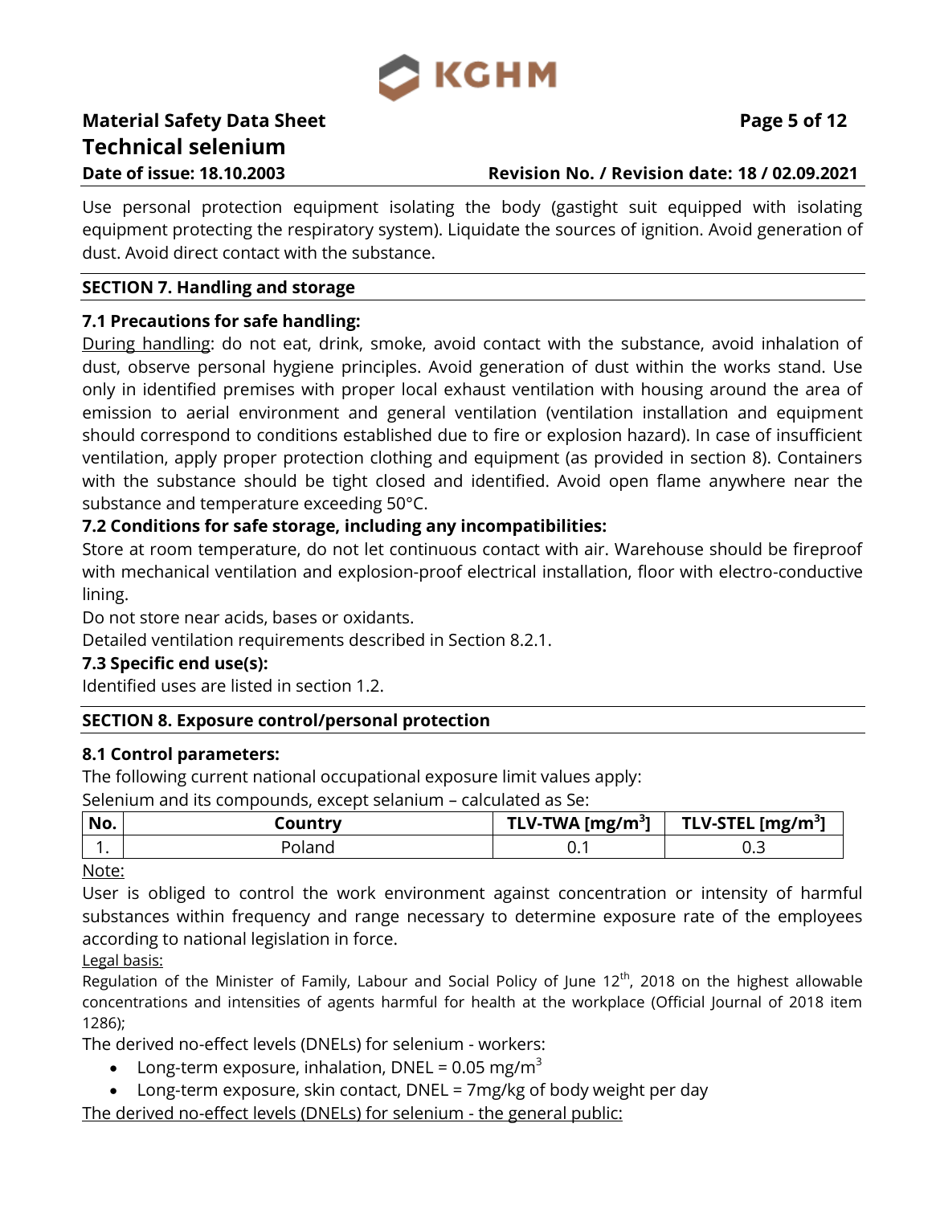Use personal protection equipment isolating the body (gastight suit equipped with isolating equipment protecting the respiratory system). Liquidate the sources of ignition. Avoid generation of dust. Avoid direct contact with the substance.

## SECTION 7. Handling and storage

### 7.1 Precautions for safe handling:

During handling: do not eat, drink, smoke, avoid contact with the substance, avoid inhalation of dust, observe personal hygiene principles. Avoid generation of dust within the works stand. Use only in identified premises with proper local exhaust ventilation with housing around the area of emission to aerial environment and general ventilation (ventilation installation and equipment should correspond to conditions established due to fire or explosion hazard). In case of insufficient ventilation, apply proper protection clothing and equipment (as provided in section 8). Containers with the substance should be tight closed and identified. Avoid open flame anywhere near the substance and temperature exceeding 50°C.

### 7.2 Conditions for safe storage, including any incompatibilities:

Store at room temperature, do not let continuous contact with air. Warehouse should be fireproof with mechanical ventilation and explosion-proof electrical installation, floor with electro-conductive lining.

Do not store near acids, bases or oxidants.

Detailed ventilation requirements described in Section 8.2.1.

### 7.3 Specific end use(s):

Identified uses are listed in section 1.2.

## SECTION 8. Exposure control/personal protection

### 8.1 Control parameters:

The following current national occupational exposure limit values apply:

Selenium and its compounds, except selanium – calculated as Se:

| No. | Country | TLV-TWA [mg/m$^3$] | TLV-STEL [mg/m$^3$] |
|---|---|---|---|
| 1. | Poland | 0.1 | 0.3 |

Note:

User is obliged to control the work environment against concentration or intensity of harmful substances within frequency and range necessary to determine exposure rate of the employees according to national legislation in force.

Legal basis:

Regulation of the Minister of Family, Labour and Social Policy of June 12th, 2018 on the highest allowable concentrations and intensities of agents harmful for health at the workplace (Official Journal of 2018 item 1286);

The derived no-effect levels (DNELs) for selenium - workers:

- Long-term exposure, inhalation, DNEL = 0.05 mg/m$^3$
- Long-term exposure, skin contact, DNEL = 7mg/kg of body weight per day

The derived no-effect levels (DNELs) for selenium - the general public: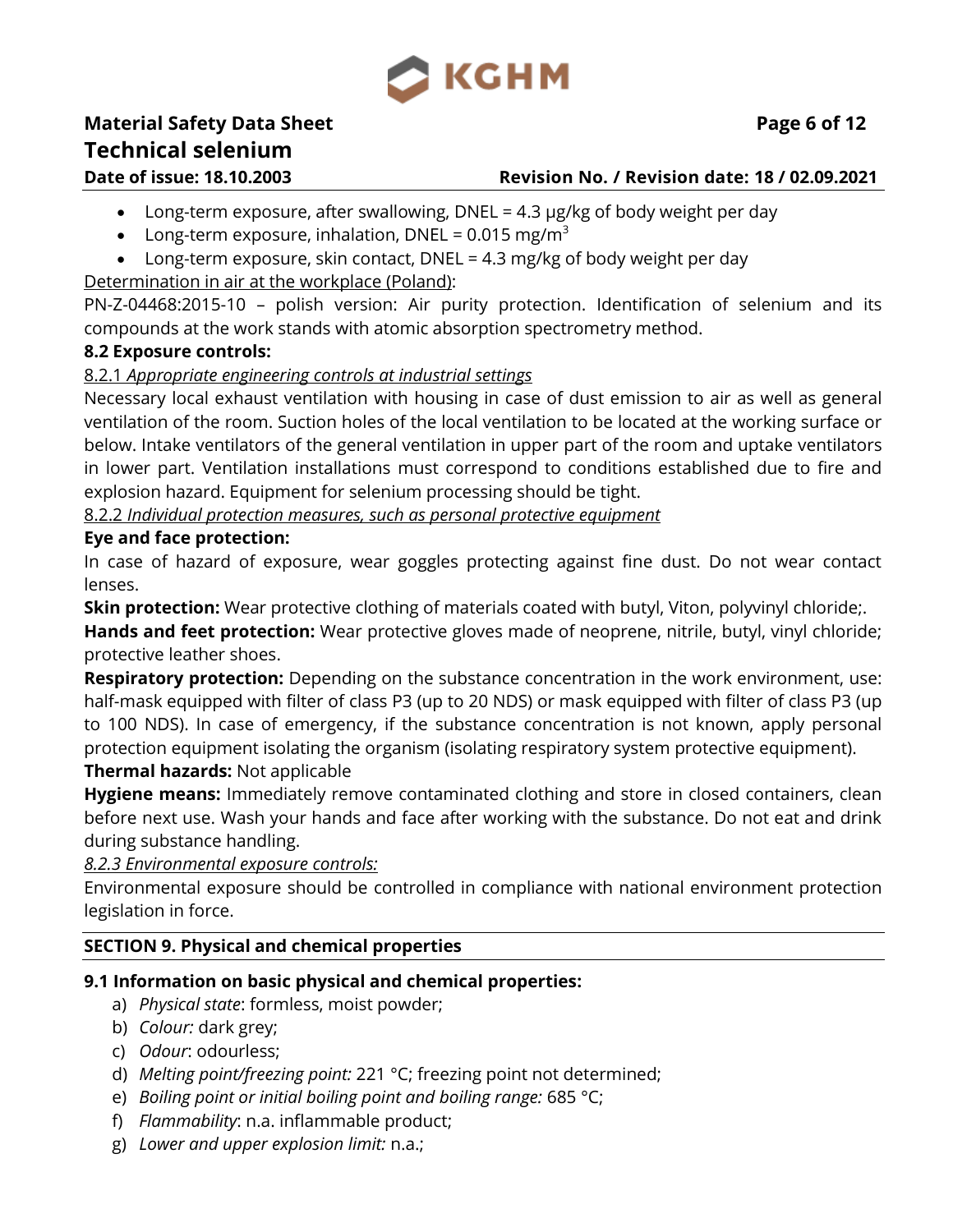- Long-term exposure, after swallowing, DNEL = 4.3 µg/kg of body weight per day
- Long-term exposure, inhalation, DNEL = 0.015 mg/m$^3$
- Long-term exposure, skin contact, DNEL = 4.3 mg/kg of body weight per day

<u>Determination in air at the workplace (Poland)</u>:

PN-Z-04468:2015-10 – polish version: Air purity protection. Identification of selenium and its compounds at the work stands with atomic absorption spectrometry method.

**8.2 Exposure controls:**

<u>8.2.1 *Appropriate engineering controls at industrial settings*</u>

Necessary local exhaust ventilation with housing in case of dust emission to air as well as general ventilation of the room. Suction holes of the local ventilation to be located at the working surface or below. Intake ventilators of the general ventilation in upper part of the room and uptake ventilators in lower part. Ventilation installations must correspond to conditions established due to fire and explosion hazard. Equipment for selenium processing should be tight.

<u>8.2.2 *Individual protection measures, such as personal protective equipment*</u>

**Eye and face protection:**

In case of hazard of exposure, wear goggles protecting against fine dust. Do not wear contact lenses.

**Skin protection:** Wear protective clothing of materials coated with butyl, Viton, polyvinyl chloride;.

**Hands and feet protection:** Wear protective gloves made of neoprene, nitrile, butyl, vinyl chloride; protective leather shoes.

**Respiratory protection:** Depending on the substance concentration in the work environment, use: half-mask equipped with filter of class P3 (up to 20 NDS) or mask equipped with filter of class P3 (up to 100 NDS). In case of emergency, if the substance concentration is not known, apply personal protection equipment isolating the organism (isolating respiratory system protective equipment).

**Thermal hazards:** Not applicable

**Hygiene means:** Immediately remove contaminated clothing and store in closed containers, clean before next use. Wash your hands and face after working with the substance. Do not eat and drink during substance handling.

<u>*8.2.3 Environmental exposure controls:*</u>

Environmental exposure should be controlled in compliance with national environment protection legislation in force.

## SECTION 9. Physical and chemical properties

**9.1 Information on basic physical and chemical properties:**

a) *Physical state*: formless, moist powder;
b) *Colour:* dark grey;
c) *Odour*: odourless;
d) *Melting point/freezing point:* 221 °C; freezing point not determined;
e) *Boiling point or initial boiling point and boiling range:* 685 °C;
f) *Flammability*: n.a. inflammable product;
g) *Lower and upper explosion limit:* n.a.;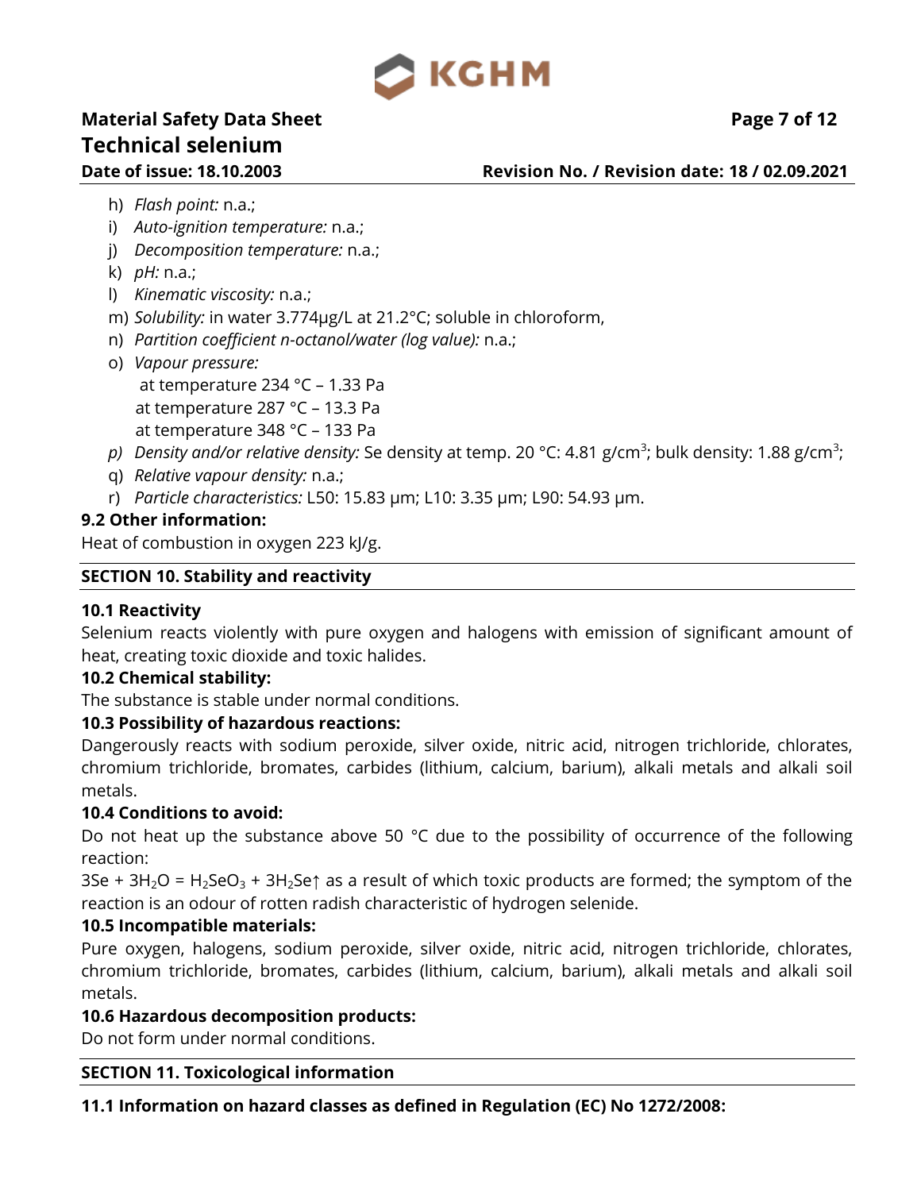h) *Flash point:* n.a.;
i) *Auto-ignition temperature:* n.a.;
j) *Decomposition temperature:* n.a.;
k) *pH:* n.a.;
l) *Kinematic viscosity:* n.a.;
m) *Solubility:* in water 3.774µg/L at 21.2°C; soluble in chloroform,
n) *Partition coefficient n-octanol/water (log value):* n.a.;
o) *Vapour pressure:*
   at temperature 234 °C – 1.33 Pa
   at temperature 287 °C – 13.3 Pa
   at temperature 348 °C – 133 Pa
p) *Density and/or relative density:* Se density at temp. 20 °C: 4.81 g/cm$^3$; bulk density: 1.88 g/cm$^3$;
q) *Relative vapour density:* n.a.;
r) *Particle characteristics:* L50: 15.83 µm; L10: 3.35 µm; L90: 54.93 µm.

### 9.2 Other information:

Heat of combustion in oxygen 223 kJ/g.

## SECTION 10. Stability and reactivity

### 10.1 Reactivity

Selenium reacts violently with pure oxygen and halogens with emission of significant amount of heat, creating toxic dioxide and toxic halides.

### 10.2 Chemical stability:

The substance is stable under normal conditions.

### 10.3 Possibility of hazardous reactions:

Dangerously reacts with sodium peroxide, silver oxide, nitric acid, nitrogen trichloride, chlorates, chromium trichloride, bromates, carbides (lithium, calcium, barium), alkali metals and alkali soil metals.

### 10.4 Conditions to avoid:

Do not heat up the substance above 50 °C due to the possibility of occurrence of the following reaction:

$3Se + 3H_2O = H_2SeO_3 + 3H_2Se\uparrow$ as a result of which toxic products are formed; the symptom of the reaction is an odour of rotten radish characteristic of hydrogen selenide.

### 10.5 Incompatible materials:

Pure oxygen, halogens, sodium peroxide, silver oxide, nitric acid, nitrogen trichloride, chlorates, chromium trichloride, bromates, carbides (lithium, calcium, barium), alkali metals and alkali soil metals.

### 10.6 Hazardous decomposition products:

Do not form under normal conditions.

## SECTION 11. Toxicological information

### 11.1 Information on hazard classes as defined in Regulation (EC) No 1272/2008: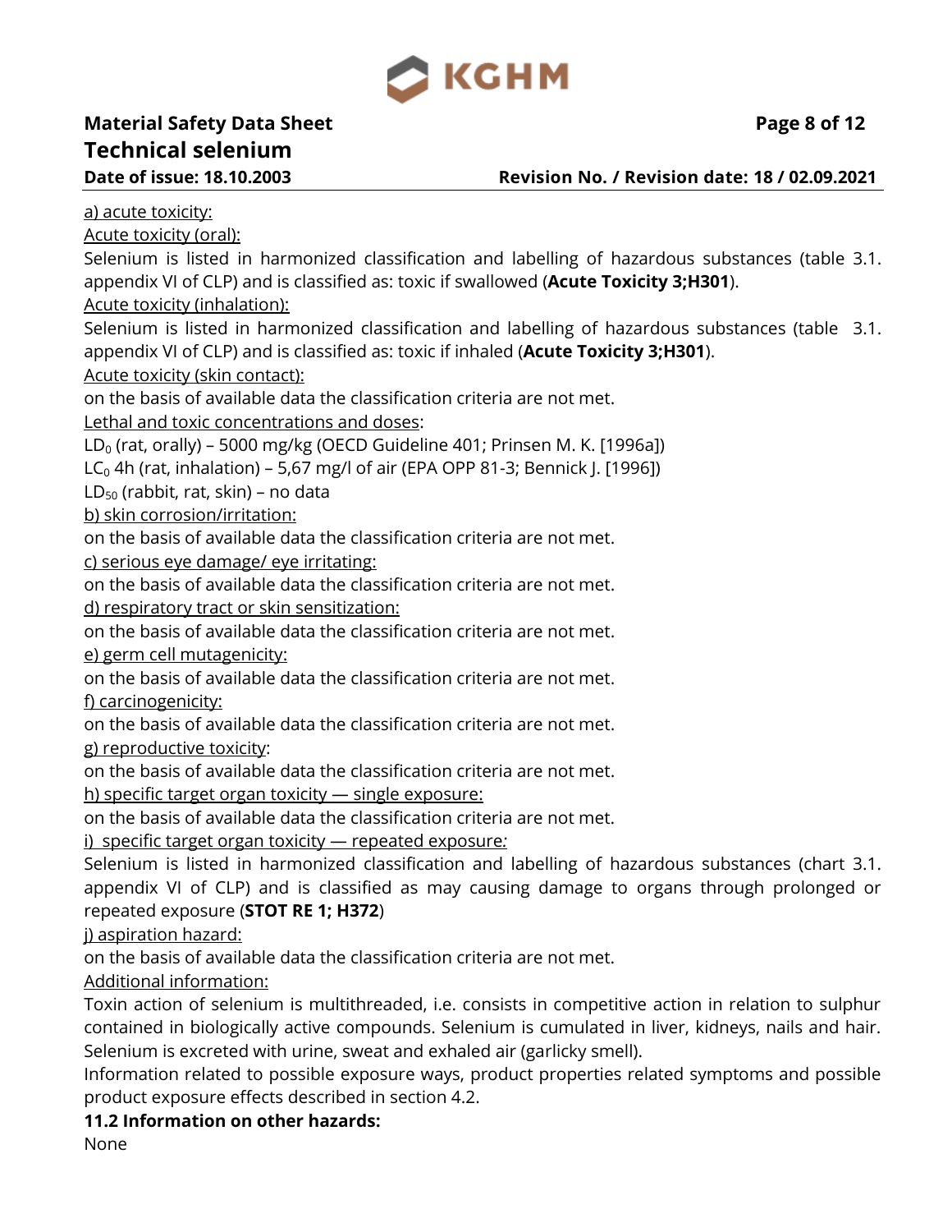a) acute toxicity:

Acute toxicity (oral):

Selenium is listed in harmonized classification and labelling of hazardous substances (table 3.1. appendix VI of CLP) and is classified as: toxic if swallowed (**Acute Toxicity 3;H301**).

Acute toxicity (inhalation):

Selenium is listed in harmonized classification and labelling of hazardous substances (table 3.1. appendix VI of CLP) and is classified as: toxic if inhaled (**Acute Toxicity 3;H301**).

Acute toxicity (skin contact):

on the basis of available data the classification criteria are not met.

Lethal and toxic concentrations and doses:

$LD_0$ (rat, orally) – 5000 mg/kg (OECD Guideline 401; Prinsen M. K. [1996a])

$LC_0$ 4h (rat, inhalation) – 5,67 mg/l of air (EPA OPP 81-3; Bennick J. [1996])

$LD_{50}$ (rabbit, rat, skin) – no data

b) skin corrosion/irritation:

on the basis of available data the classification criteria are not met.

c) serious eye damage/ eye irritating:

on the basis of available data the classification criteria are not met.

d) respiratory tract or skin sensitization:

on the basis of available data the classification criteria are not met.

e) germ cell mutagenicity:

on the basis of available data the classification criteria are not met.

f) carcinogenicity:

on the basis of available data the classification criteria are not met.

g) reproductive toxicity:

on the basis of available data the classification criteria are not met.

h) specific target organ toxicity — single exposure:

on the basis of available data the classification criteria are not met.

i) specific target organ toxicity — repeated exposure:

Selenium is listed in harmonized classification and labelling of hazardous substances (chart 3.1. appendix VI of CLP) and is classified as may causing damage to organs through prolonged or repeated exposure (**STOT RE 1; H372**)

j) aspiration hazard:

on the basis of available data the classification criteria are not met.

Additional information:

Toxin action of selenium is multithreaded, i.e. consists in competitive action in relation to sulphur contained in biologically active compounds. Selenium is cumulated in liver, kidneys, nails and hair. Selenium is excreted with urine, sweat and exhaled air (garlicky smell).

Information related to possible exposure ways, product properties related symptoms and possible product exposure effects described in section 4.2.

**11.2 Information on other hazards:**

None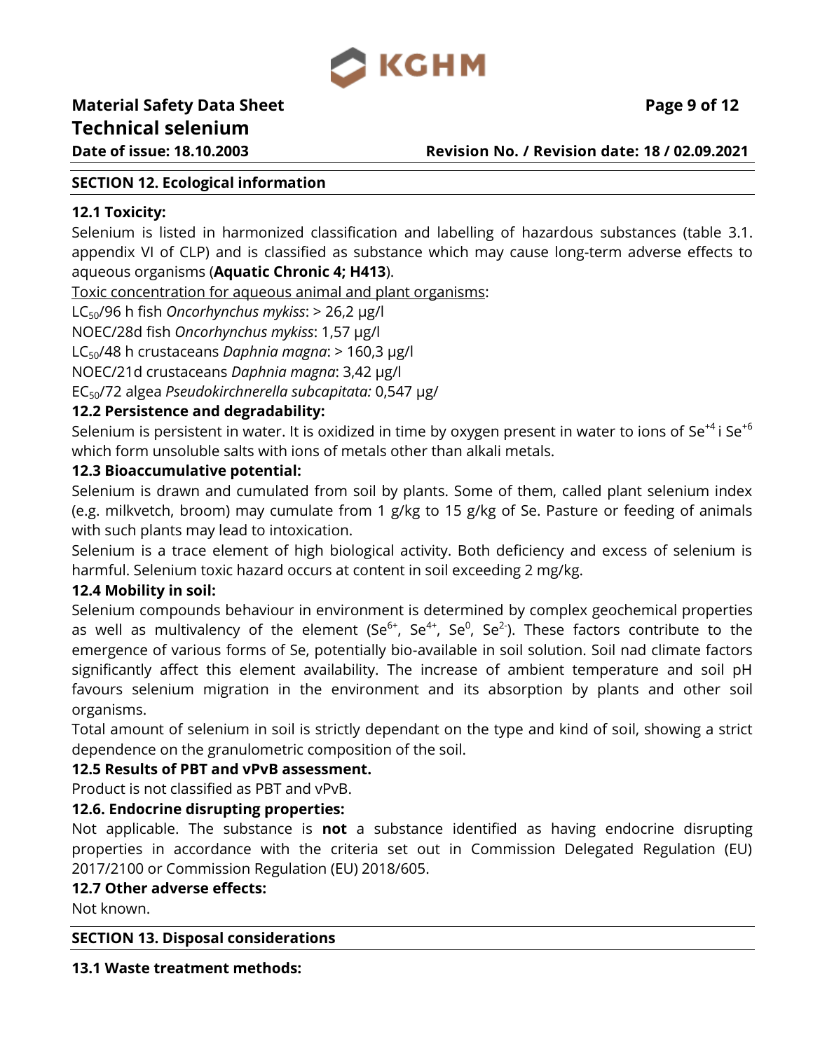## SECTION 12. Ecological information

**12.1 Toxicity:**

Selenium is listed in harmonized classification and labelling of hazardous substances (table 3.1. appendix VI of CLP) and is classified as substance which may cause long-term adverse effects to aqueous organisms (**Aquatic Chronic 4; H413**).

Toxic concentration for aqueous animal and plant organisms:

$LC_{50}$/96 h fish *Oncorhynchus mykiss*: > 26,2 µg/l

NOEC/28d fish *Oncorhynchus mykiss*: 1,57 µg/l

$LC_{50}$/48 h crustaceans *Daphnia magna*: > 160,3 µg/l

NOEC/21d crustaceans *Daphnia magna*: 3,42 µg/l

$EC_{50}$/72 algea *Pseudokirchnerella subcapitata:* 0,547 µg/

**12.2 Persistence and degradability:**

Selenium is persistent in water. It is oxidized in time by oxygen present in water to ions of $Se^{+4}$ i $Se^{+6}$ which form unsoluble salts with ions of metals other than alkali metals.

**12.3 Bioaccumulative potential:**

Selenium is drawn and cumulated from soil by plants. Some of them, called plant selenium index (e.g. milkvetch, broom) may cumulate from 1 g/kg to 15 g/kg of Se. Pasture or feeding of animals with such plants may lead to intoxication.

Selenium is a trace element of high biological activity. Both deficiency and excess of selenium is harmful. Selenium toxic hazard occurs at content in soil exceeding 2 mg/kg.

**12.4 Mobility in soil:**

Selenium compounds behaviour in environment is determined by complex geochemical properties as well as multivalency of the element ($Se^{6+}$, $Se^{4+}$, $Se^{0}$, $Se^{2-}$). These factors contribute to the emergence of various forms of Se, potentially bio-available in soil solution. Soil nad climate factors significantly affect this element availability. The increase of ambient temperature and soil pH favours selenium migration in the environment and its absorption by plants and other soil organisms.

Total amount of selenium in soil is strictly dependant on the type and kind of soil, showing a strict dependence on the granulometric composition of the soil.

**12.5 Results of PBT and vPvB assessment.**

Product is not classified as PBT and vPvB.

**12.6. Endocrine disrupting properties:**

Not applicable. The substance is **not** a substance identified as having endocrine disrupting properties in accordance with the criteria set out in Commission Delegated Regulation (EU) 2017/2100 or Commission Regulation (EU) 2018/605.

**12.7 Other adverse effects:**

Not known.

## SECTION 13. Disposal considerations

**13.1 Waste treatment methods:**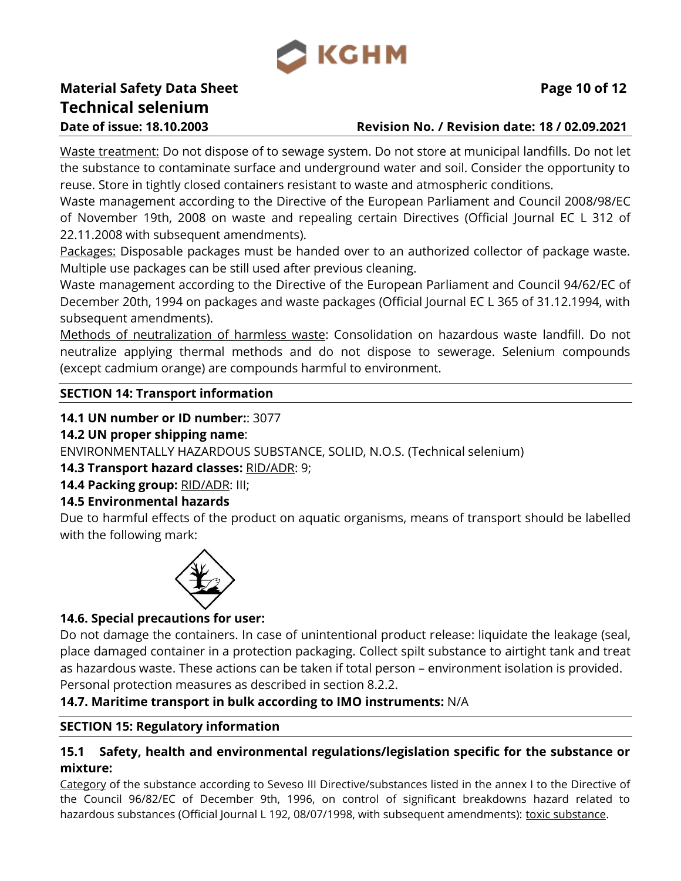Waste treatment: Do not dispose of to sewage system. Do not store at municipal landfills. Do not let the substance to contaminate surface and underground water and soil. Consider the opportunity to reuse. Store in tightly closed containers resistant to waste and atmospheric conditions.
Waste management according to the Directive of the European Parliament and Council 2008/98/EC of November 19th, 2008 on waste and repealing certain Directives (Official Journal EC L 312 of 22.11.2008 with subsequent amendments).
Packages: Disposable packages must be handed over to an authorized collector of package waste. Multiple use packages can be still used after previous cleaning.
Waste management according to the Directive of the European Parliament and Council 94/62/EC of December 20th, 1994 on packages and waste packages (Official Journal EC L 365 of 31.12.1994, with subsequent amendments).
Methods of neutralization of harmless waste: Consolidation on hazardous waste landfill. Do not neutralize applying thermal methods and do not dispose to sewerage. Selenium compounds (except cadmium orange) are compounds harmful to environment.

## SECTION 14: Transport information

**14.1 UN number or ID number:**: 3077

**14.2 UN proper shipping name**:
ENVIRONMENTALLY HAZARDOUS SUBSTANCE, SOLID, N.O.S. (Technical selenium)

**14.3 Transport hazard classes:** RID/ADR: 9;

**14.4 Packing group:** RID/ADR: III;

**14.5 Environmental hazards**
Due to harmful effects of the product on aquatic organisms, means of transport should be labelled with the following mark:

**14.6. Special precautions for user:**
Do not damage the containers. In case of unintentional product release: liquidate the leakage (seal, place damaged container in a protection packaging. Collect spilt substance to airtight tank and treat as hazardous waste. These actions can be taken if total person – environment isolation is provided. Personal protection measures as described in section 8.2.2.

**14.7. Maritime transport in bulk according to IMO instruments:** N/A

## SECTION 15: Regulatory information

### 15.1 Safety, health and environmental regulations/legislation specific for the substance or mixture:

Category of the substance according to Seveso III Directive/substances listed in the annex I to the Directive of the Council 96/82/EC of December 9th, 1996, on control of significant breakdowns hazard related to hazardous substances (Official Journal L 192, 08/07/1998, with subsequent amendments): toxic substance.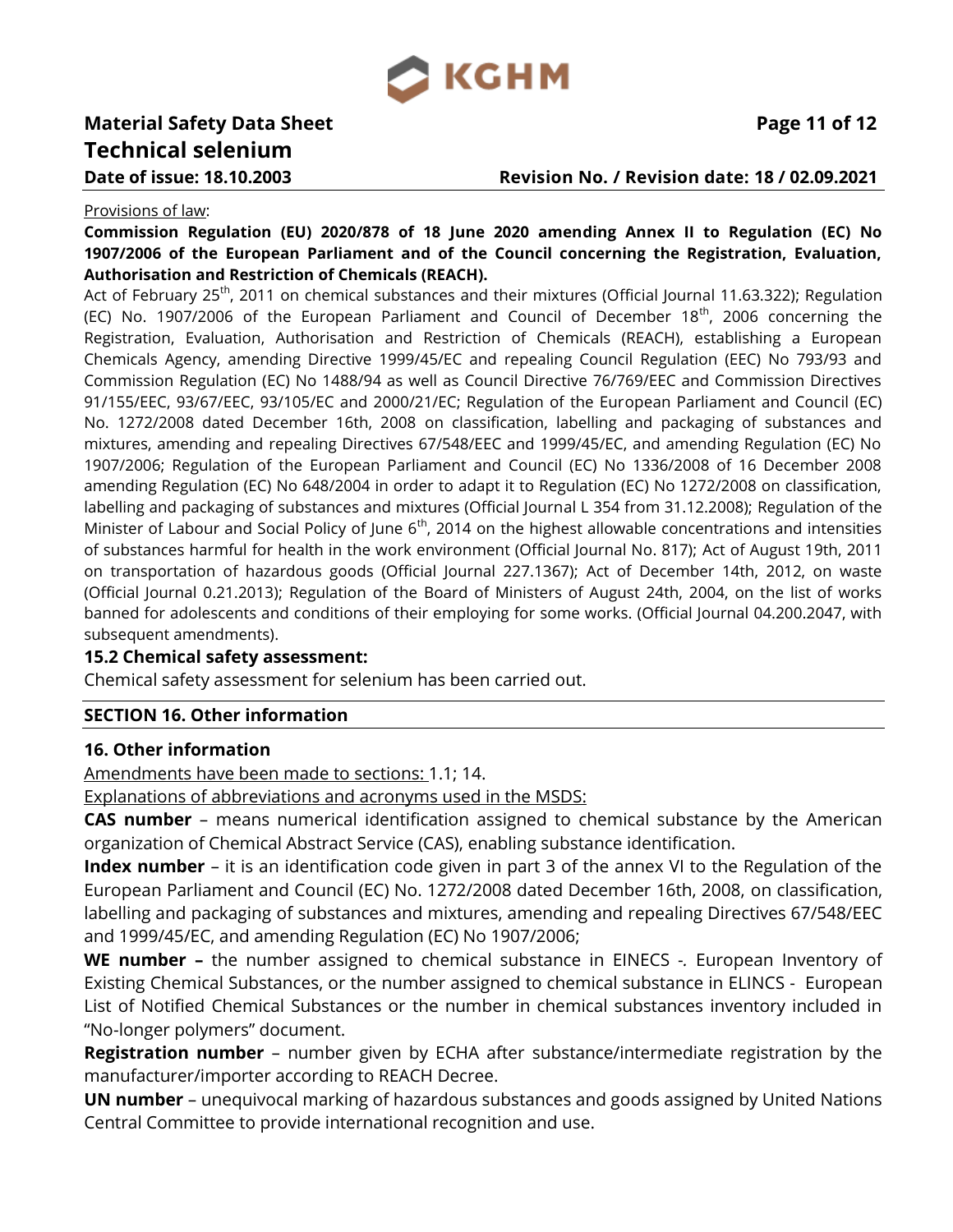Provisions of law:

**Commission Regulation (EU) 2020/878 of 18 June 2020 amending Annex II to Regulation (EC) No 1907/2006 of the European Parliament and of the Council concerning the Registration, Evaluation, Authorisation and Restriction of Chemicals (REACH).**

Act of February 25th, 2011 on chemical substances and their mixtures (Official Journal 11.63.322); Regulation (EC) No. 1907/2006 of the European Parliament and Council of December 18th, 2006 concerning the Registration, Evaluation, Authorisation and Restriction of Chemicals (REACH), establishing a European Chemicals Agency, amending Directive 1999/45/EC and repealing Council Regulation (EEC) No 793/93 and Commission Regulation (EC) No 1488/94 as well as Council Directive 76/769/EEC and Commission Directives 91/155/EEC, 93/67/EEC, 93/105/EC and 2000/21/EC; Regulation of the European Parliament and Council (EC) No. 1272/2008 dated December 16th, 2008 on classification, labelling and packaging of substances and mixtures, amending and repealing Directives 67/548/EEC and 1999/45/EC, and amending Regulation (EC) No 1907/2006; Regulation of the European Parliament and Council (EC) No 1336/2008 of 16 December 2008 amending Regulation (EC) No 648/2004 in order to adapt it to Regulation (EC) No 1272/2008 on classification, labelling and packaging of substances and mixtures (Official Journal L 354 from 31.12.2008); Regulation of the Minister of Labour and Social Policy of June 6th, 2014 on the highest allowable concentrations and intensities of substances harmful for health in the work environment (Official Journal No. 817); Act of August 19th, 2011 on transportation of hazardous goods (Official Journal 227.1367); Act of December 14th, 2012, on waste (Official Journal 0.21.2013); Regulation of the Board of Ministers of August 24th, 2004, on the list of works banned for adolescents and conditions of their employing for some works. (Official Journal 04.200.2047, with subsequent amendments).

**15.2 Chemical safety assessment:**

Chemical safety assessment for selenium has been carried out.

## SECTION 16. Other information

**16. Other information**

Amendments have been made to sections: 1.1; 14.

Explanations of abbreviations and acronyms used in the MSDS:

**CAS number** – means numerical identification assigned to chemical substance by the American organization of Chemical Abstract Service (CAS), enabling substance identification.

**Index number** – it is an identification code given in part 3 of the annex VI to the Regulation of the European Parliament and Council (EC) No. 1272/2008 dated December 16th, 2008, on classification, labelling and packaging of substances and mixtures, amending and repealing Directives 67/548/EEC and 1999/45/EC, and amending Regulation (EC) No 1907/2006;

**WE number –** the number assigned to chemical substance in EINECS -. European Inventory of Existing Chemical Substances, or the number assigned to chemical substance in ELINCS - European List of Notified Chemical Substances or the number in chemical substances inventory included in "No-longer polymers" document.

**Registration number** – number given by ECHA after substance/intermediate registration by the manufacturer/importer according to REACH Decree.

**UN number** – unequivocal marking of hazardous substances and goods assigned by United Nations Central Committee to provide international recognition and use.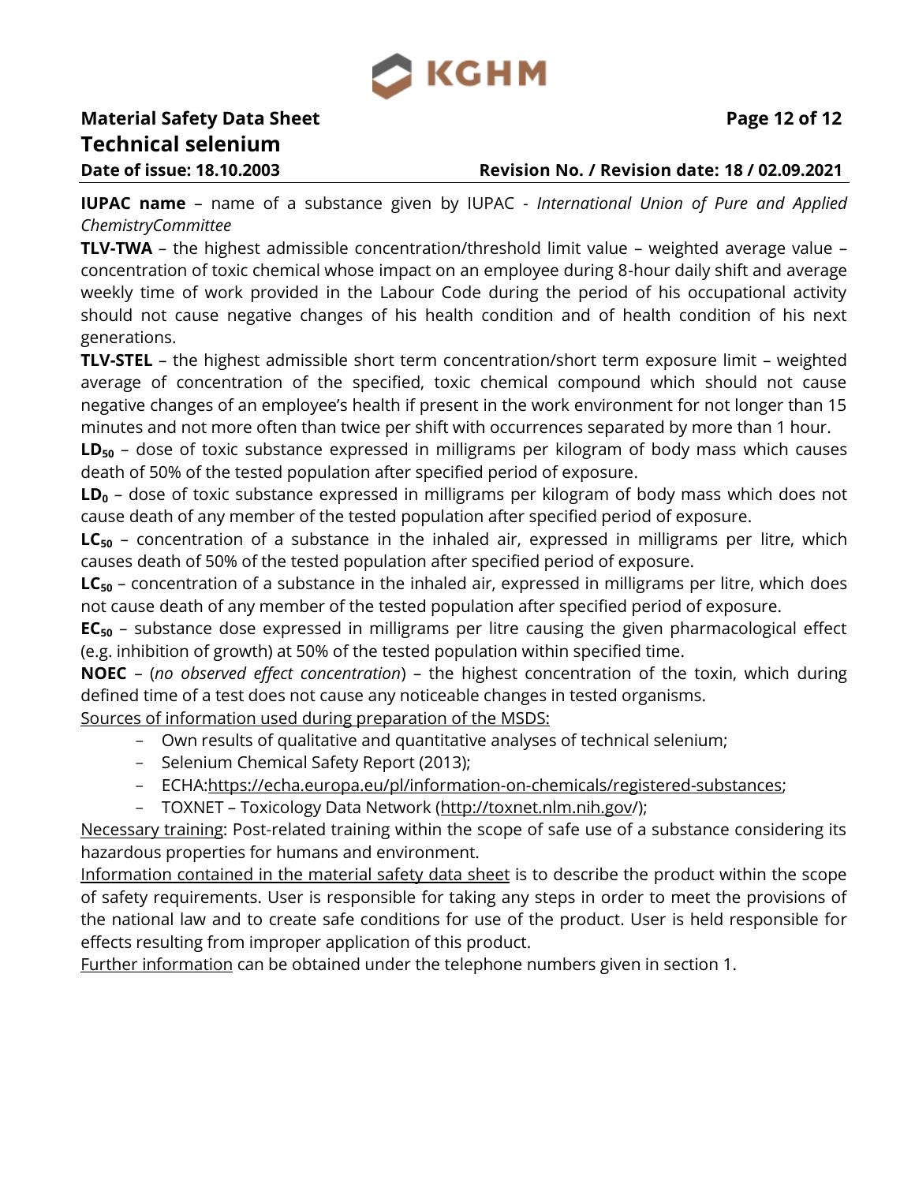**IUPAC name** – name of a substance given by IUPAC - *International Union of Pure and Applied ChemistryCommittee*

**TLV-TWA** – the highest admissible concentration/threshold limit value – weighted average value – concentration of toxic chemical whose impact on an employee during 8-hour daily shift and average weekly time of work provided in the Labour Code during the period of his occupational activity should not cause negative changes of his health condition and of health condition of his next generations.

**TLV-STEL** – the highest admissible short term concentration/short term exposure limit – weighted average of concentration of the specified, toxic chemical compound which should not cause negative changes of an employee's health if present in the work environment for not longer than 15 minutes and not more often than twice per shift with occurrences separated by more than 1 hour.

**$LD_{50}$** – dose of toxic substance expressed in milligrams per kilogram of body mass which causes death of 50% of the tested population after specified period of exposure.

**$LD_0$** – dose of toxic substance expressed in milligrams per kilogram of body mass which does not cause death of any member of the tested population after specified period of exposure.

**$LC_{50}$** – concentration of a substance in the inhaled air, expressed in milligrams per litre, which causes death of 50% of the tested population after specified period of exposure.

**$LC_{50}$** – concentration of a substance in the inhaled air, expressed in milligrams per litre, which does not cause death of any member of the tested population after specified period of exposure.

**$EC_{50}$** – substance dose expressed in milligrams per litre causing the given pharmacological effect (e.g. inhibition of growth) at 50% of the tested population within specified time.

**NOEC** – (*no observed effect concentration*) – the highest concentration of the toxin, which during defined time of a test does not cause any noticeable changes in tested organisms.

Sources of information used during preparation of the MSDS:

- Own results of qualitative and quantitative analyses of technical selenium;
- Selenium Chemical Safety Report (2013);
- ECHA:https://echa.europa.eu/pl/information-on-chemicals/registered-substances;
- TOXNET – Toxicology Data Network (http://toxnet.nlm.nih.gov/);

Necessary training: Post-related training within the scope of safe use of a substance considering its hazardous properties for humans and environment.

Information contained in the material safety data sheet is to describe the product within the scope of safety requirements. User is responsible for taking any steps in order to meet the provisions of the national law and to create safe conditions for use of the product. User is held responsible for effects resulting from improper application of this product.

Further information can be obtained under the telephone numbers given in section 1.